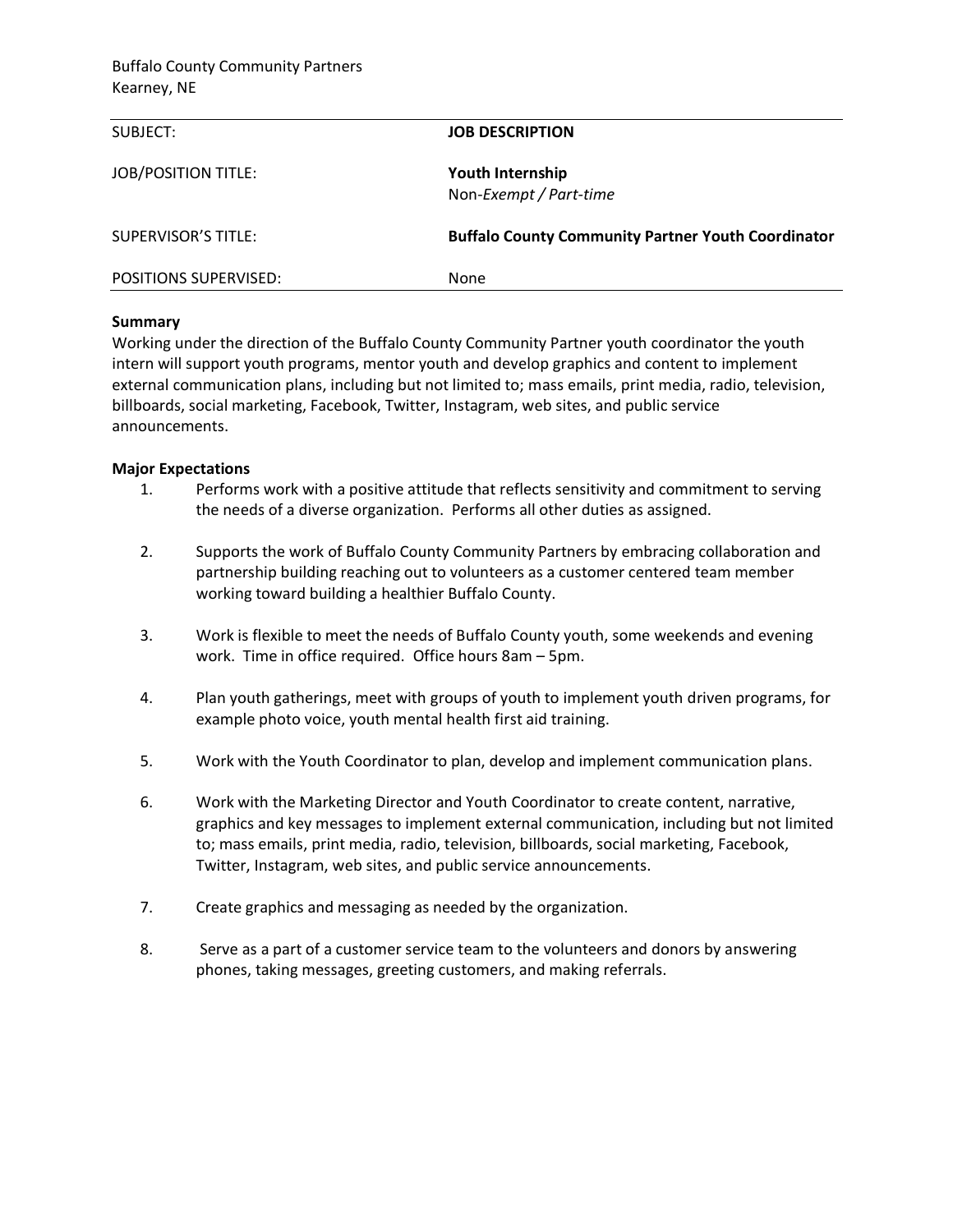Buffalo County Community Partners
Kearney, NE

| SUBJECT: | **JOB DESCRIPTION** |
|---|---|
| JOB/POSITION TITLE: | **Youth Internship**<br>Non-*Exempt / Part-time* |
| SUPERVISOR'S TITLE: | **Buffalo County Community Partner Youth Coordinator** |
| POSITIONS SUPERVISED: | None |

**Summary**

Working under the direction of the Buffalo County Community Partner youth coordinator the youth intern will support youth programs, mentor youth and develop graphics and content to implement external communication plans, including but not limited to; mass emails, print media, radio, television, billboards, social marketing, Facebook, Twitter, Instagram, web sites, and public service announcements.

**Major Expectations**

1. Performs work with a positive attitude that reflects sensitivity and commitment to serving the needs of a diverse organization. Performs all other duties as assigned.

2. Supports the work of Buffalo County Community Partners by embracing collaboration and partnership building reaching out to volunteers as a customer centered team member working toward building a healthier Buffalo County.

3. Work is flexible to meet the needs of Buffalo County youth, some weekends and evening work. Time in office required. Office hours 8am – 5pm.

4. Plan youth gatherings, meet with groups of youth to implement youth driven programs, for example photo voice, youth mental health first aid training.

5. Work with the Youth Coordinator to plan, develop and implement communication plans.

6. Work with the Marketing Director and Youth Coordinator to create content, narrative, graphics and key messages to implement external communication, including but not limited to; mass emails, print media, radio, television, billboards, social marketing, Facebook, Twitter, Instagram, web sites, and public service announcements.

7. Create graphics and messaging as needed by the organization.

8. Serve as a part of a customer service team to the volunteers and donors by answering phones, taking messages, greeting customers, and making referrals.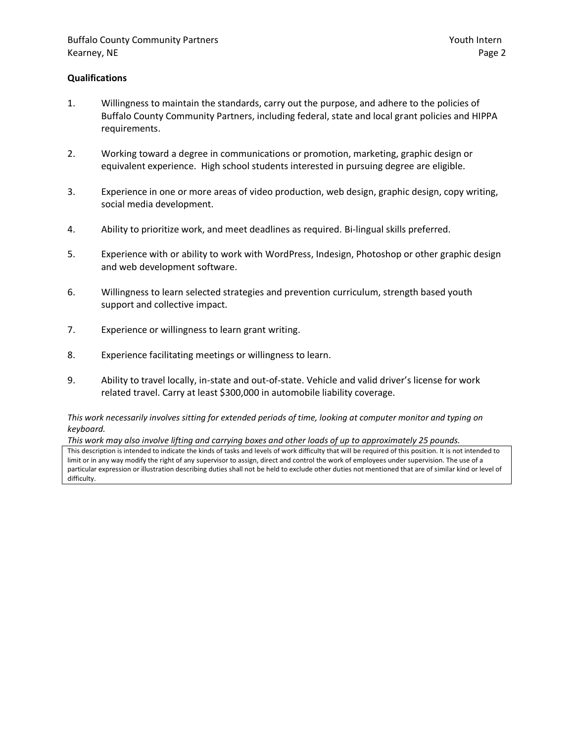**Qualifications**

1. Willingness to maintain the standards, carry out the purpose, and adhere to the policies of Buffalo County Community Partners, including federal, state and local grant policies and HIPPA requirements.

2. Working toward a degree in communications or promotion, marketing, graphic design or equivalent experience. High school students interested in pursuing degree are eligible.

3. Experience in one or more areas of video production, web design, graphic design, copy writing, social media development.

4. Ability to prioritize work, and meet deadlines as required. Bi-lingual skills preferred.

5. Experience with or ability to work with WordPress, Indesign, Photoshop or other graphic design and web development software.

6. Willingness to learn selected strategies and prevention curriculum, strength based youth support and collective impact.

7. Experience or willingness to learn grant writing.

8. Experience facilitating meetings or willingness to learn.

9. Ability to travel locally, in-state and out-of-state. Vehicle and valid driver's license for work related travel. Carry at least $300,000 in automobile liability coverage.

*This work necessarily involves sitting for extended periods of time, looking at computer monitor and typing on keyboard.*

*This work may also involve lifting and carrying boxes and other loads of up to approximately 25 pounds.*

This description is intended to indicate the kinds of tasks and levels of work difficulty that will be required of this position. It is not intended to limit or in any way modify the right of any supervisor to assign, direct and control the work of employees under supervision. The use of a particular expression or illustration describing duties shall not be held to exclude other duties not mentioned that are of similar kind or level of difficulty.